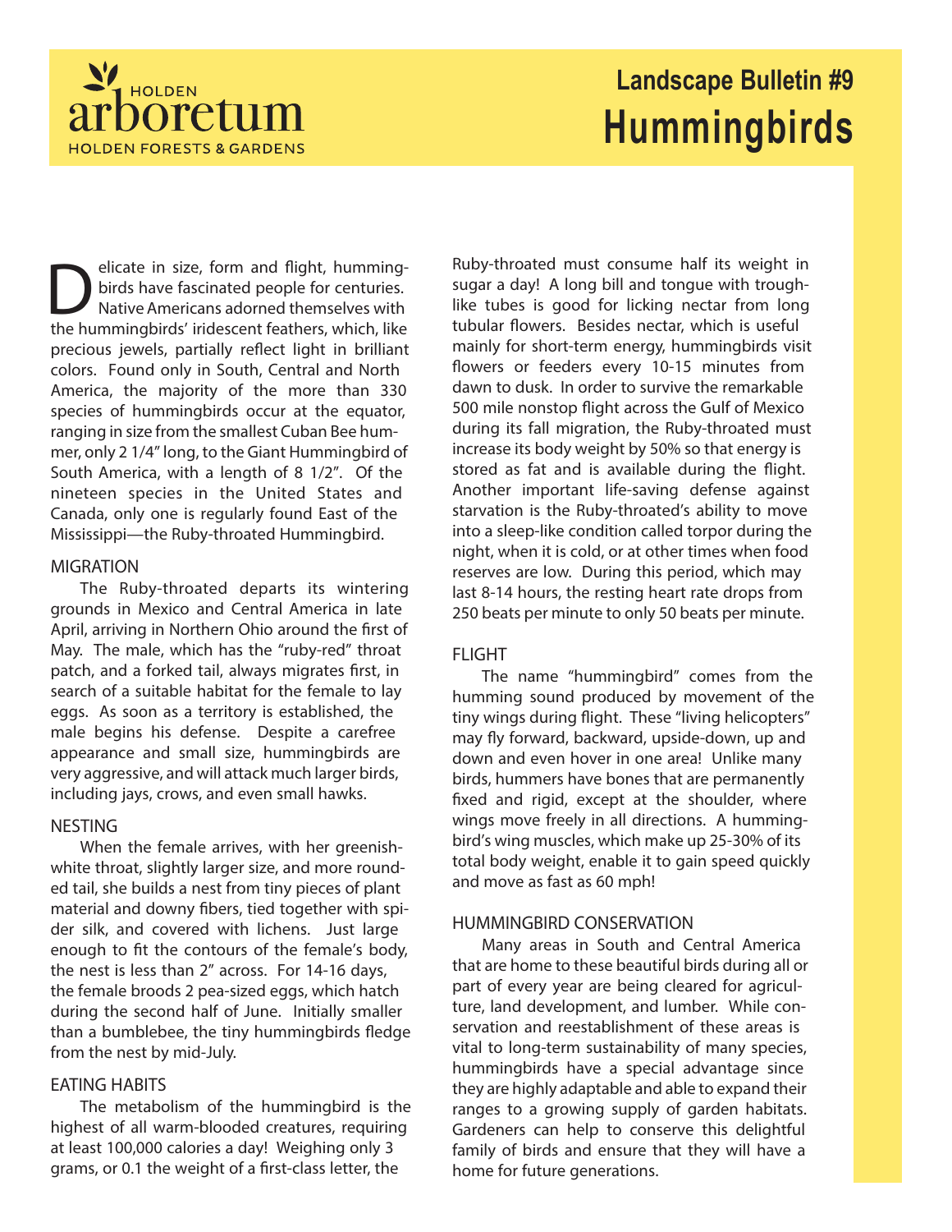HOLDEN arboretum

HOLDEN FORESTS & GARDENS

# Landscape Bulletin #9
# Hummingbirds

Delicate in size, form and flight, hummingbirds have fascinated people for centuries. Native Americans adorned themselves with the hummingbirds' iridescent feathers, which, like precious jewels, partially reflect light in brilliant colors. Found only in South, Central and North America, the majority of the more than 330 species of hummingbirds occur at the equator, ranging in size from the smallest Cuban Bee hummer, only 2 1/4" long, to the Giant Hummingbird of South America, with a length of 8 1/2". Of the nineteen species in the United States and Canada, only one is regularly found East of the Mississippi—the Ruby-throated Hummingbird.

## MIGRATION

The Ruby-throated departs its wintering grounds in Mexico and Central America in late April, arriving in Northern Ohio around the first of May. The male, which has the "ruby-red" throat patch, and a forked tail, always migrates first, in search of a suitable habitat for the female to lay eggs. As soon as a territory is established, the male begins his defense. Despite a carefree appearance and small size, hummingbirds are very aggressive, and will attack much larger birds, including jays, crows, and even small hawks.

## NESTING

When the female arrives, with her greenish-white throat, slightly larger size, and more rounded tail, she builds a nest from tiny pieces of plant material and downy fibers, tied together with spider silk, and covered with lichens. Just large enough to fit the contours of the female's body, the nest is less than 2" across. For 14-16 days, the female broods 2 pea-sized eggs, which hatch during the second half of June. Initially smaller than a bumblebee, the tiny hummingbirds fledge from the nest by mid-July.

## EATING HABITS

The metabolism of the hummingbird is the highest of all warm-blooded creatures, requiring at least 100,000 calories a day! Weighing only 3 grams, or 0.1 the weight of a first-class letter, the Ruby-throated must consume half its weight in sugar a day! A long bill and tongue with trough-like tubes is good for licking nectar from long tubular flowers. Besides nectar, which is useful mainly for short-term energy, hummingbirds visit flowers or feeders every 10-15 minutes from dawn to dusk. In order to survive the remarkable 500 mile nonstop flight across the Gulf of Mexico during its fall migration, the Ruby-throated must increase its body weight by 50% so that energy is stored as fat and is available during the flight. Another important life-saving defense against starvation is the Ruby-throated's ability to move into a sleep-like condition called torpor during the night, when it is cold, or at other times when food reserves are low. During this period, which may last 8-14 hours, the resting heart rate drops from 250 beats per minute to only 50 beats per minute.

## FLIGHT

The name "hummingbird" comes from the humming sound produced by movement of the tiny wings during flight. These "living helicopters" may fly forward, backward, upside-down, up and down and even hover in one area! Unlike many birds, hummers have bones that are permanently fixed and rigid, except at the shoulder, where wings move freely in all directions. A hummingbird's wing muscles, which make up 25-30% of its total body weight, enable it to gain speed quickly and move as fast as 60 mph!

## HUMMINGBIRD CONSERVATION

Many areas in South and Central America that are home to these beautiful birds during all or part of every year are being cleared for agriculture, land development, and lumber. While conservation and reestablishment of these areas is vital to long-term sustainability of many species, hummingbirds have a special advantage since they are highly adaptable and able to expand their ranges to a growing supply of garden habitats. Gardeners can help to conserve this delightful family of birds and ensure that they will have a home for future generations.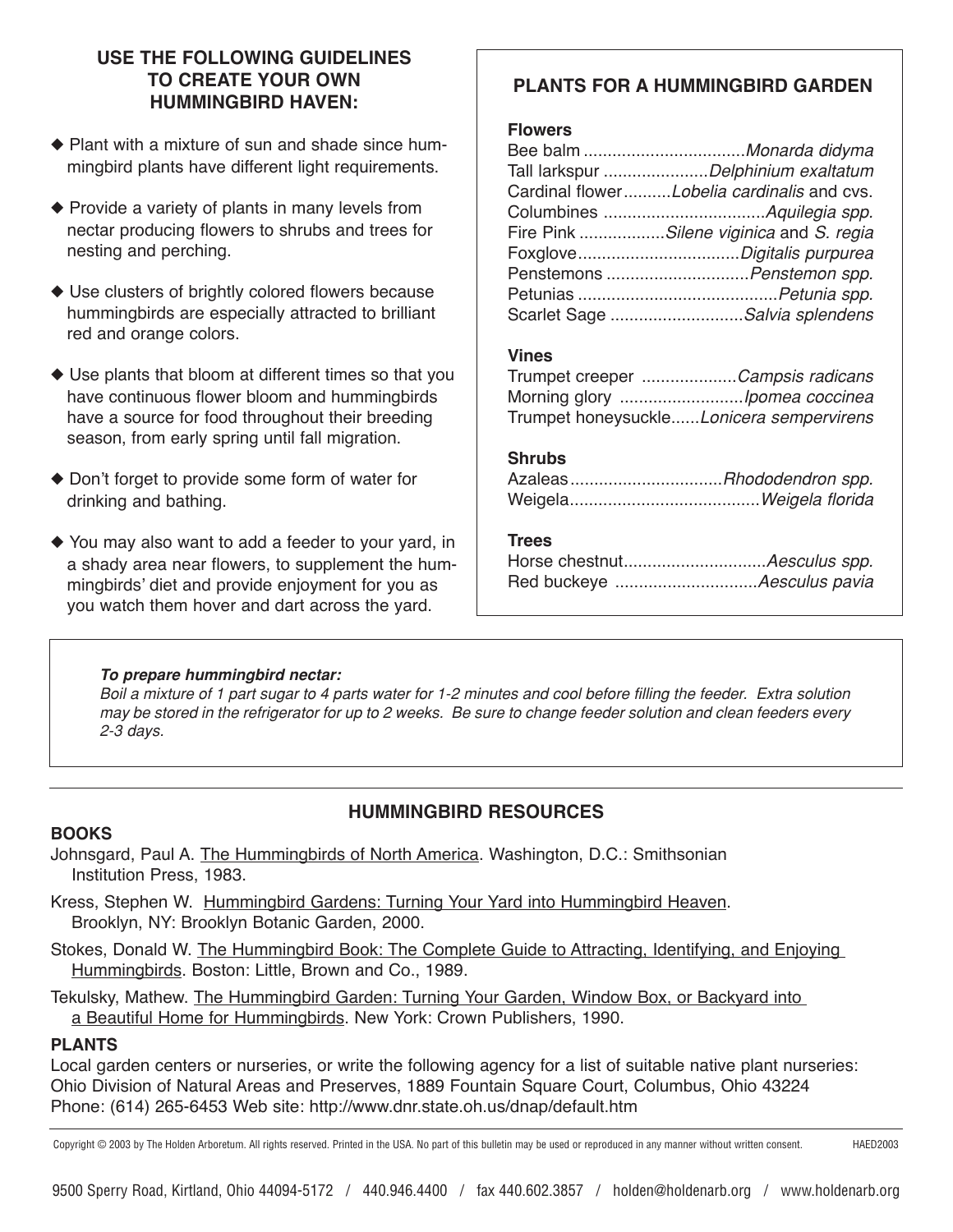## USE THE FOLLOWING GUIDELINES TO CREATE YOUR OWN HUMMINGBIRD HAVEN:

- Plant with a mixture of sun and shade since hummingbird plants have different light requirements.
- Provide a variety of plants in many levels from nectar producing flowers to shrubs and trees for nesting and perching.
- Use clusters of brightly colored flowers because hummingbirds are especially attracted to brilliant red and orange colors.
- Use plants that bloom at different times so that you have continuous flower bloom and hummingbirds have a source for food throughout their breeding season, from early spring until fall migration.
- Don't forget to provide some form of water for drinking and bathing.
- You may also want to add a feeder to your yard, in a shady area near flowers, to supplement the hummingbirds' diet and provide enjoyment for you as you watch them hover and dart across the yard.

## PLANTS FOR A HUMMINGBIRD GARDEN

### Flowers

Bee balm .................................*Monarda didyma*
Tall larkspur .....................*Delphinium exaltatum*
Cardinal flower..........*Lobelia cardinalis* and cvs.
Columbines .................................*Aquilegia spp.*
Fire Pink ..................*Silene viginica* and *S. regia*
Foxglove.................................*Digitalis purpurea*
Penstemons .............................*Penstemon spp.*
Petunias .........................................*Petunia spp.*
Scarlet Sage ...........................*Salvia splendens*

### Vines

Trumpet creeper ....................*Campsis radicans*
Morning glory ..........................*Ipomea coccinea*
Trumpet honeysuckle......*Lonicera sempervirens*

### Shrubs

Azaleas................................*Rhododendron spp.*
Weigela........................................*Weigela florida*

### Trees

Horse chestnut.............................*Aesculus spp.*
Red buckeye .............................*Aesculus pavia*

***To prepare hummingbird nectar:***
*Boil a mixture of 1 part sugar to 4 parts water for 1-2 minutes and cool before filling the feeder. Extra solution may be stored in the refrigerator for up to 2 weeks. Be sure to change feeder solution and clean feeders every 2-3 days.*

## HUMMINGBIRD RESOURCES

### BOOKS

Johnsgard, Paul A. The Hummingbirds of North America. Washington, D.C.: Smithsonian Institution Press, 1983.

Kress, Stephen W. Hummingbird Gardens: Turning Your Yard into Hummingbird Heaven. Brooklyn, NY: Brooklyn Botanic Garden, 2000.

Stokes, Donald W. The Hummingbird Book: The Complete Guide to Attracting, Identifying, and Enjoying Hummingbirds. Boston: Little, Brown and Co., 1989.

Tekulsky, Mathew. The Hummingbird Garden: Turning Your Garden, Window Box, or Backyard into a Beautiful Home for Hummingbirds. New York: Crown Publishers, 1990.

### PLANTS

Local garden centers or nurseries, or write the following agency for a list of suitable native plant nurseries:
Ohio Division of Natural Areas and Preserves, 1889 Fountain Square Court, Columbus, Ohio 43224
Phone: (614) 265-6453 Web site: http://www.dnr.state.oh.us/dnap/default.htm

Copyright © 2003 by The Holden Arboretum. All rights reserved. Printed in the USA. No part of this bulletin may be used or reproduced in any manner without written consent. HAED2003

9500 Sperry Road, Kirtland, Ohio 44094-5172 / 440.946.4400 / fax 440.602.3857 / holden@holdenarb.org / www.holdenarb.org